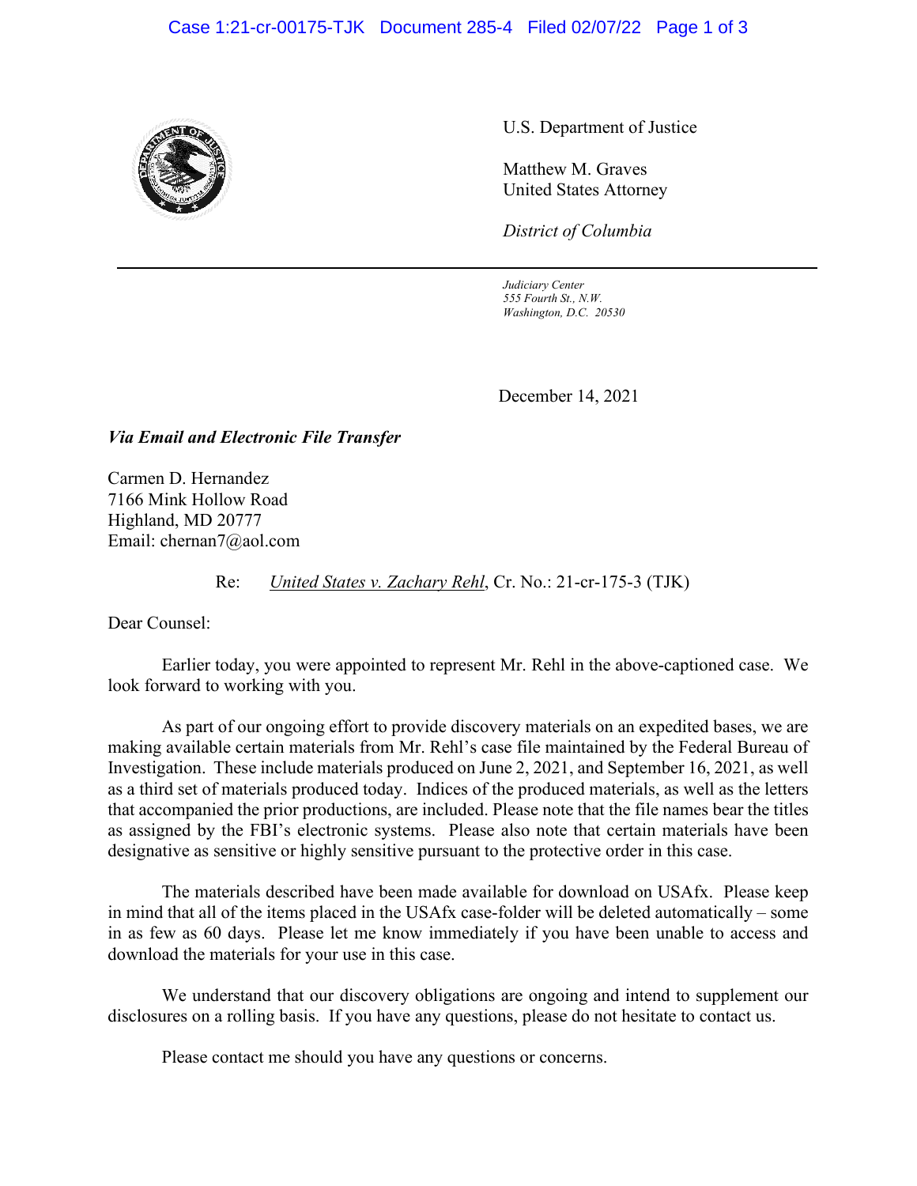U.S. Department of Justice

Matthew M. Graves
United States Attorney

*District of Columbia*

---

*Judiciary Center*
*555 Fourth St., N.W.*
*Washington, D.C. 20530*

December 14, 2021

***Via Email and Electronic File Transfer***

Carmen D. Hernandez
7166 Mink Hollow Road
Highland, MD 20777
Email: chernan7@aol.com

Re: *United States v. Zachary Rehl*, Cr. No.: 21-cr-175-3 (TJK)

Dear Counsel:

Earlier today, you were appointed to represent Mr. Rehl in the above-captioned case. We look forward to working with you.

As part of our ongoing effort to provide discovery materials on an expedited bases, we are making available certain materials from Mr. Rehl's case file maintained by the Federal Bureau of Investigation. These include materials produced on June 2, 2021, and September 16, 2021, as well as a third set of materials produced today. Indices of the produced materials, as well as the letters that accompanied the prior productions, are included. Please note that the file names bear the titles as assigned by the FBI's electronic systems. Please also note that certain materials have been designative as sensitive or highly sensitive pursuant to the protective order in this case.

The materials described have been made available for download on USAfx. Please keep in mind that all of the items placed in the USAfx case-folder will be deleted automatically – some in as few as 60 days. Please let me know immediately if you have been unable to access and download the materials for your use in this case.

We understand that our discovery obligations are ongoing and intend to supplement our disclosures on a rolling basis. If you have any questions, please do not hesitate to contact us.

Please contact me should you have any questions or concerns.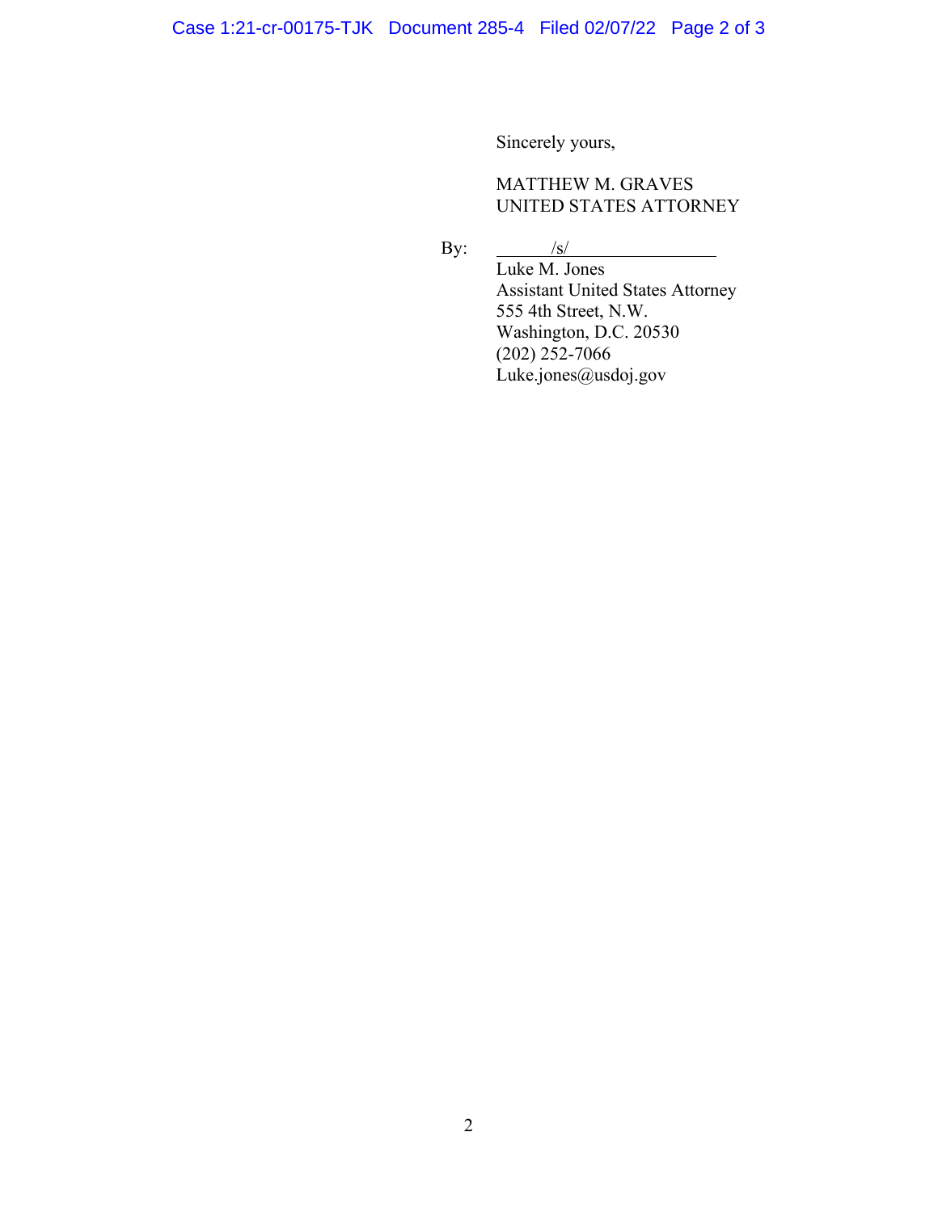Sincerely yours,

MATTHEW M. GRAVES
UNITED STATES ATTORNEY

By: /s/
Luke M. Jones
Assistant United States Attorney
555 4th Street, N.W.
Washington, D.C. 20530
(202) 252-7066
Luke.jones@usdoj.gov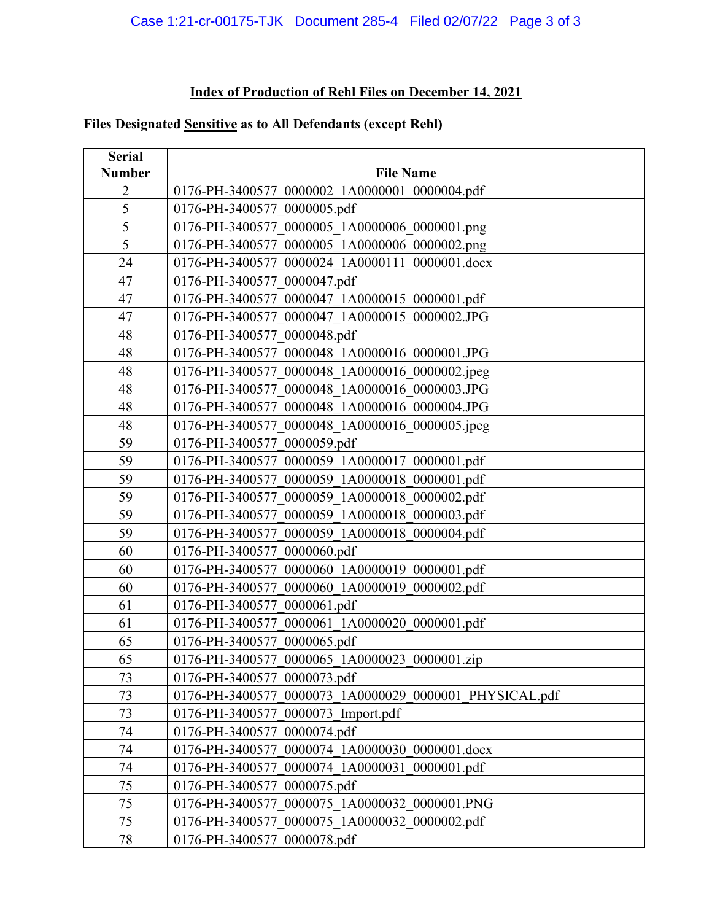**Index of Production of Rehl Files on December 14, 2021**

**Files Designated Sensitive as to All Defendants (except Rehl)**

| Serial Number | File Name |
|---|---|
| 2 | 0176-PH-3400577_0000002_1A0000001_0000004.pdf |
| 5 | 0176-PH-3400577_0000005.pdf |
| 5 | 0176-PH-3400577_0000005_1A0000006_0000001.png |
| 5 | 0176-PH-3400577_0000005_1A0000006_0000002.png |
| 24 | 0176-PH-3400577_0000024_1A0000111_0000001.docx |
| 47 | 0176-PH-3400577_0000047.pdf |
| 47 | 0176-PH-3400577_0000047_1A0000015_0000001.pdf |
| 47 | 0176-PH-3400577_0000047_1A0000015_0000002.JPG |
| 48 | 0176-PH-3400577_0000048.pdf |
| 48 | 0176-PH-3400577_0000048_1A0000016_0000001.JPG |
| 48 | 0176-PH-3400577_0000048_1A0000016_0000002.jpeg |
| 48 | 0176-PH-3400577_0000048_1A0000016_0000003.JPG |
| 48 | 0176-PH-3400577_0000048_1A0000016_0000004.JPG |
| 48 | 0176-PH-3400577_0000048_1A0000016_0000005.jpeg |
| 59 | 0176-PH-3400577_0000059.pdf |
| 59 | 0176-PH-3400577_0000059_1A0000017_0000001.pdf |
| 59 | 0176-PH-3400577_0000059_1A0000018_0000001.pdf |
| 59 | 0176-PH-3400577_0000059_1A0000018_0000002.pdf |
| 59 | 0176-PH-3400577_0000059_1A0000018_0000003.pdf |
| 59 | 0176-PH-3400577_0000059_1A0000018_0000004.pdf |
| 60 | 0176-PH-3400577_0000060.pdf |
| 60 | 0176-PH-3400577_0000060_1A0000019_0000001.pdf |
| 60 | 0176-PH-3400577_0000060_1A0000019_0000002.pdf |
| 61 | 0176-PH-3400577_0000061.pdf |
| 61 | 0176-PH-3400577_0000061_1A0000020_0000001.pdf |
| 65 | 0176-PH-3400577_0000065.pdf |
| 65 | 0176-PH-3400577_0000065_1A0000023_0000001.zip |
| 73 | 0176-PH-3400577_0000073.pdf |
| 73 | 0176-PH-3400577_0000073_1A0000029_0000001_PHYSICAL.pdf |
| 73 | 0176-PH-3400577_0000073_Import.pdf |
| 74 | 0176-PH-3400577_0000074.pdf |
| 74 | 0176-PH-3400577_0000074_1A0000030_0000001.docx |
| 74 | 0176-PH-3400577_0000074_1A0000031_0000001.pdf |
| 75 | 0176-PH-3400577_0000075.pdf |
| 75 | 0176-PH-3400577_0000075_1A0000032_0000001.PNG |
| 75 | 0176-PH-3400577_0000075_1A0000032_0000002.pdf |
| 78 | 0176-PH-3400577_0000078.pdf |